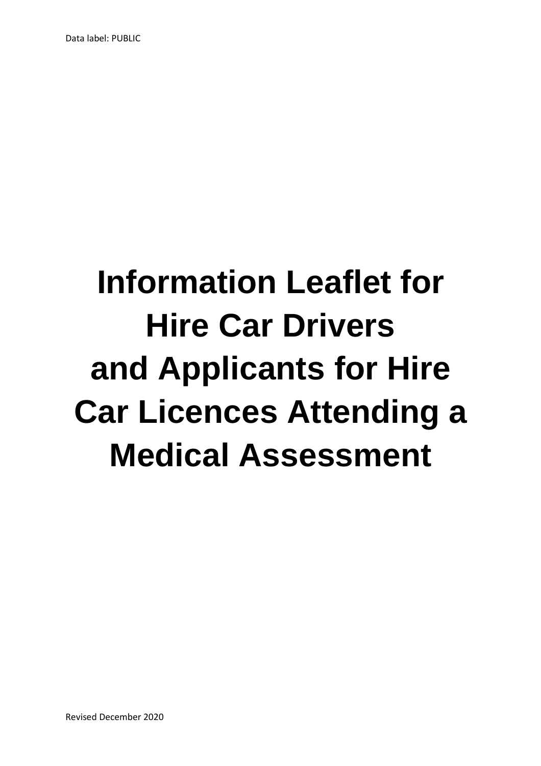Data label: PUBLIC

# Information Leaflet for Hire Car Drivers and Applicants for Hire Car Licences Attending a Medical Assessment

Revised December 2020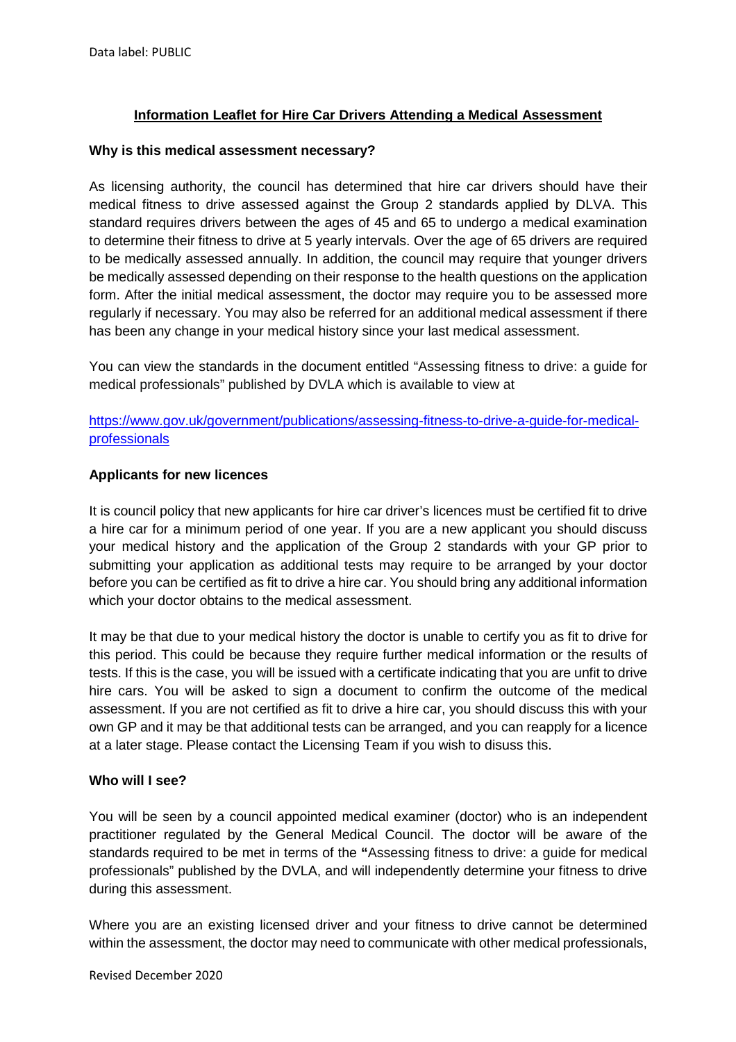Data label: PUBLIC

## Information Leaflet for Hire Car Drivers Attending a Medical Assessment

**Why is this medical assessment necessary?**

As licensing authority, the council has determined that hire car drivers should have their medical fitness to drive assessed against the Group 2 standards applied by DLVA. This standard requires drivers between the ages of 45 and 65 to undergo a medical examination to determine their fitness to drive at 5 yearly intervals. Over the age of 65 drivers are required to be medically assessed annually. In addition, the council may require that younger drivers be medically assessed depending on their response to the health questions on the application form. After the initial medical assessment, the doctor may require you to be assessed more regularly if necessary. You may also be referred for an additional medical assessment if there has been any change in your medical history since your last medical assessment.

You can view the standards in the document entitled "Assessing fitness to drive: a guide for medical professionals" published by DVLA which is available to view at

[https://www.gov.uk/government/publications/assessing-fitness-to-drive-a-guide-for-medical-professionals](https://www.gov.uk/government/publications/assessing-fitness-to-drive-a-guide-for-medical-professionals)

**Applicants for new licences**

It is council policy that new applicants for hire car driver's licences must be certified fit to drive a hire car for a minimum period of one year. If you are a new applicant you should discuss your medical history and the application of the Group 2 standards with your GP prior to submitting your application as additional tests may require to be arranged by your doctor before you can be certified as fit to drive a hire car. You should bring any additional information which your doctor obtains to the medical assessment.

It may be that due to your medical history the doctor is unable to certify you as fit to drive for this period. This could be because they require further medical information or the results of tests. If this is the case, you will be issued with a certificate indicating that you are unfit to drive hire cars. You will be asked to sign a document to confirm the outcome of the medical assessment. If you are not certified as fit to drive a hire car, you should discuss this with your own GP and it may be that additional tests can be arranged, and you can reapply for a licence at a later stage. Please contact the Licensing Team if you wish to disuss this.

**Who will I see?**

You will be seen by a council appointed medical examiner (doctor) who is an independent practitioner regulated by the General Medical Council. The doctor will be aware of the standards required to be met in terms of the **"**Assessing fitness to drive: a guide for medical professionals" published by the DVLA, and will independently determine your fitness to drive during this assessment.

Where you are an existing licensed driver and your fitness to drive cannot be determined within the assessment, the doctor may need to communicate with other medical professionals,

Revised December 2020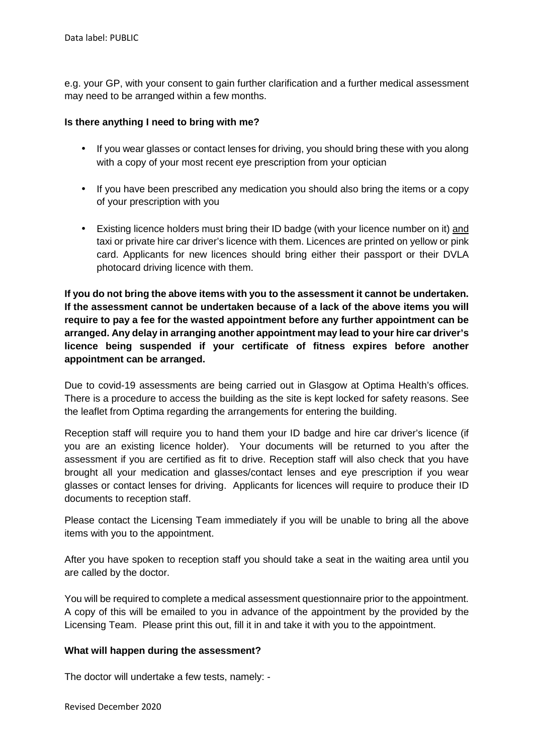e.g. your GP, with your consent to gain further clarification and a further medical assessment may need to be arranged within a few months.

**Is there anything I need to bring with me?**

- If you wear glasses or contact lenses for driving, you should bring these with you along with a copy of your most recent eye prescription from your optician
- If you have been prescribed any medication you should also bring the items or a copy of your prescription with you
- Existing licence holders must bring their ID badge (with your licence number on it) and taxi or private hire car driver's licence with them. Licences are printed on yellow or pink card. Applicants for new licences should bring either their passport or their DVLA photocard driving licence with them.

**If you do not bring the above items with you to the assessment it cannot be undertaken. If the assessment cannot be undertaken because of a lack of the above items you will require to pay a fee for the wasted appointment before any further appointment can be arranged. Any delay in arranging another appointment may lead to your hire car driver's licence being suspended if your certificate of fitness expires before another appointment can be arranged.**

Due to covid-19 assessments are being carried out in Glasgow at Optima Health's offices. There is a procedure to access the building as the site is kept locked for safety reasons. See the leaflet from Optima regarding the arrangements for entering the building.

Reception staff will require you to hand them your ID badge and hire car driver's licence (if you are an existing licence holder). Your documents will be returned to you after the assessment if you are certified as fit to drive. Reception staff will also check that you have brought all your medication and glasses/contact lenses and eye prescription if you wear glasses or contact lenses for driving. Applicants for licences will require to produce their ID documents to reception staff.

Please contact the Licensing Team immediately if you will be unable to bring all the above items with you to the appointment.

After you have spoken to reception staff you should take a seat in the waiting area until you are called by the doctor.

You will be required to complete a medical assessment questionnaire prior to the appointment. A copy of this will be emailed to you in advance of the appointment by the provided by the Licensing Team. Please print this out, fill it in and take it with you to the appointment.

**What will happen during the assessment?**

The doctor will undertake a few tests, namely: -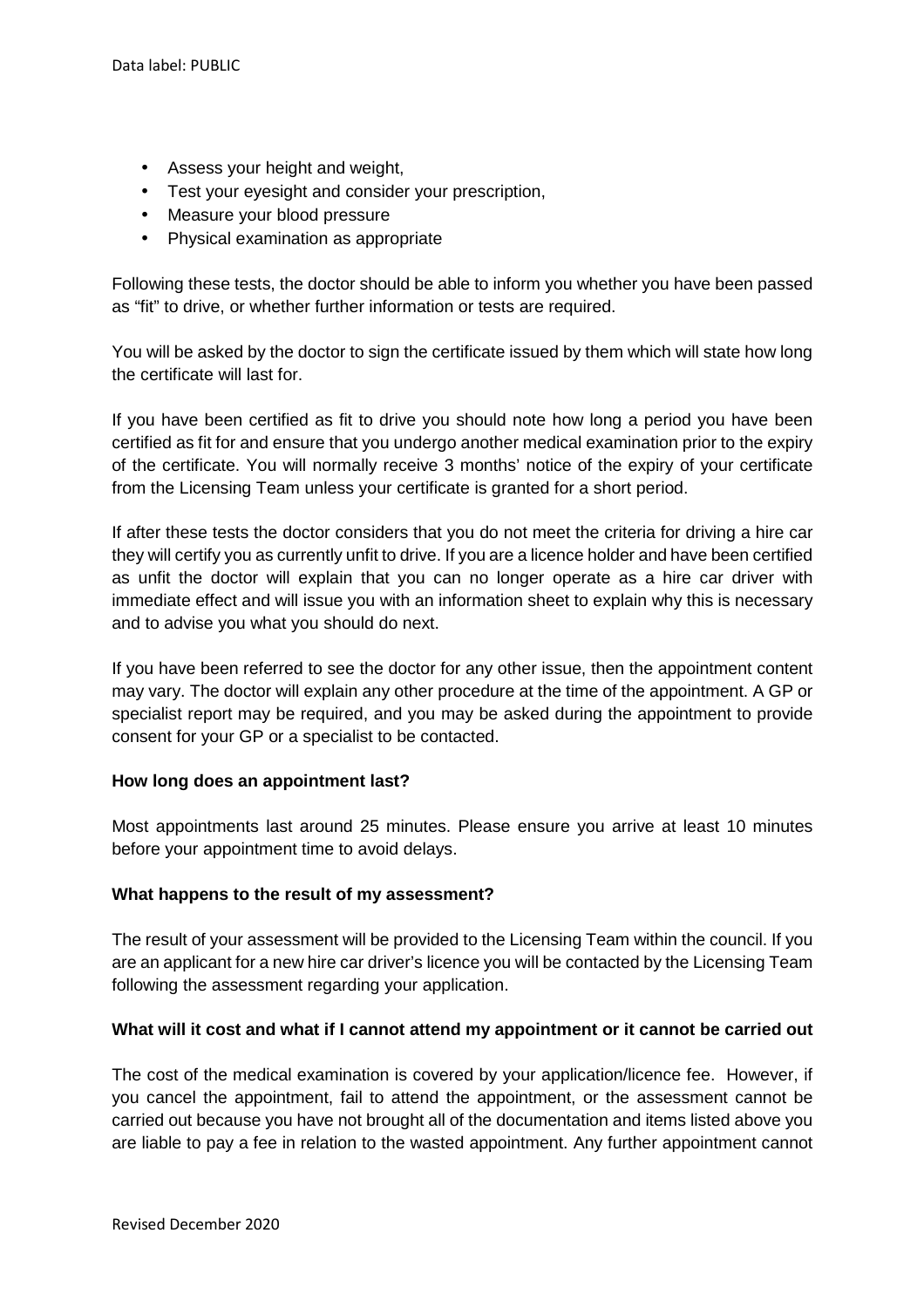- Assess your height and weight,
- Test your eyesight and consider your prescription,
- Measure your blood pressure
- Physical examination as appropriate

Following these tests, the doctor should be able to inform you whether you have been passed as "fit" to drive, or whether further information or tests are required.

You will be asked by the doctor to sign the certificate issued by them which will state how long the certificate will last for.

If you have been certified as fit to drive you should note how long a period you have been certified as fit for and ensure that you undergo another medical examination prior to the expiry of the certificate. You will normally receive 3 months' notice of the expiry of your certificate from the Licensing Team unless your certificate is granted for a short period.

If after these tests the doctor considers that you do not meet the criteria for driving a hire car they will certify you as currently unfit to drive. If you are a licence holder and have been certified as unfit the doctor will explain that you can no longer operate as a hire car driver with immediate effect and will issue you with an information sheet to explain why this is necessary and to advise you what you should do next.

If you have been referred to see the doctor for any other issue, then the appointment content may vary. The doctor will explain any other procedure at the time of the appointment. A GP or specialist report may be required, and you may be asked during the appointment to provide consent for your GP or a specialist to be contacted.

**How long does an appointment last?**

Most appointments last around 25 minutes. Please ensure you arrive at least 10 minutes before your appointment time to avoid delays.

**What happens to the result of my assessment?**

The result of your assessment will be provided to the Licensing Team within the council. If you are an applicant for a new hire car driver's licence you will be contacted by the Licensing Team following the assessment regarding your application.

**What will it cost and what if I cannot attend my appointment or it cannot be carried out**

The cost of the medical examination is covered by your application/licence fee. However, if you cancel the appointment, fail to attend the appointment, or the assessment cannot be carried out because you have not brought all of the documentation and items listed above you are liable to pay a fee in relation to the wasted appointment. Any further appointment cannot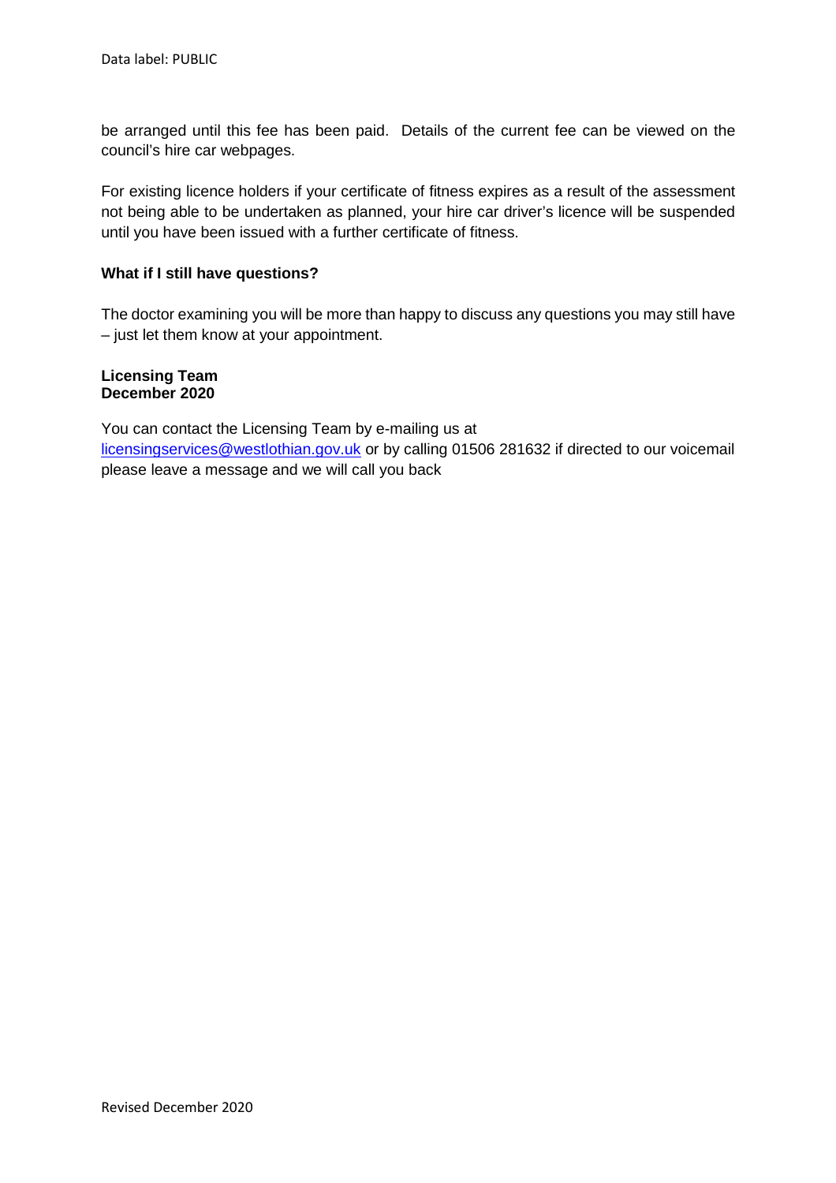be arranged until this fee has been paid. Details of the current fee can be viewed on the council's hire car webpages.

For existing licence holders if your certificate of fitness expires as a result of the assessment not being able to be undertaken as planned, your hire car driver's licence will be suspended until you have been issued with a further certificate of fitness.

**What if I still have questions?**

The doctor examining you will be more than happy to discuss any questions you may still have – just let them know at your appointment.

**Licensing Team**
**December 2020**

You can contact the Licensing Team by e-mailing us at licensingservices@westlothian.gov.uk or by calling 01506 281632 if directed to our voicemail please leave a message and we will call you back